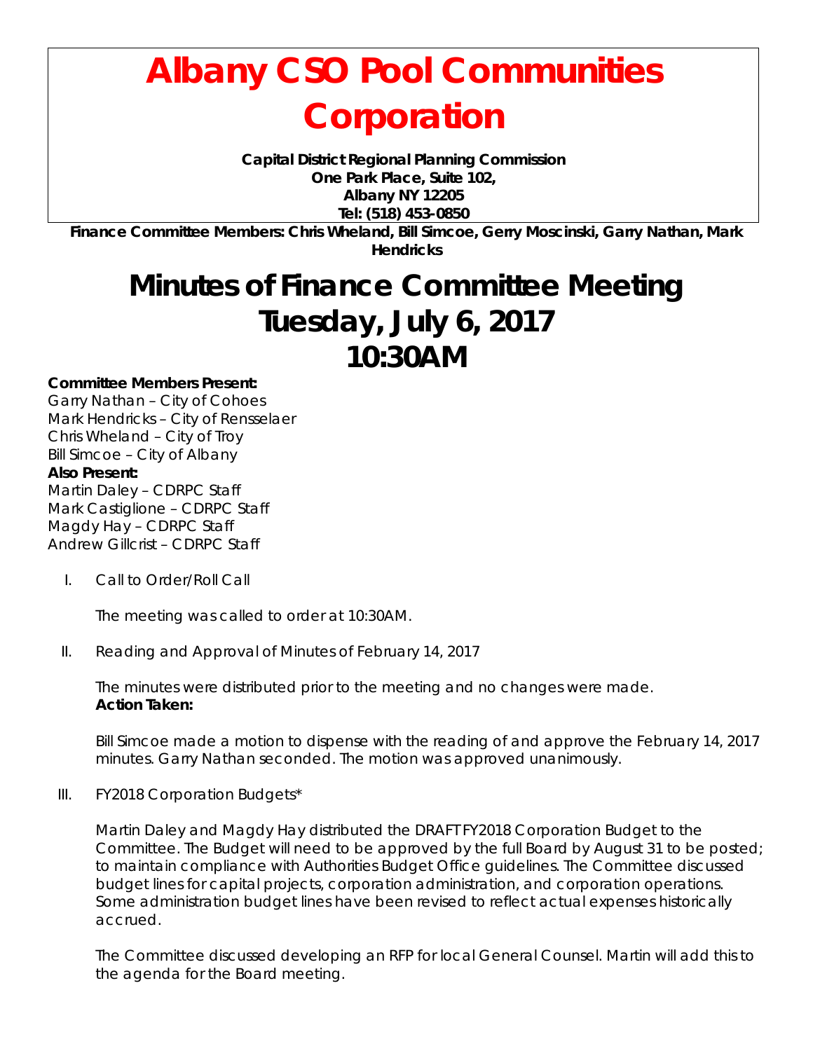# Albany CSO Pool Communities Corporation

**Capital District Regional Planning Commission**
**One Park Place, Suite 102,**
**Albany NY 12205**
**Tel: (518) 453-0850**

**Finance Committee Members: Chris Wheland, Bill Simcoe, Gerry Moscinski, Garry Nathan, Mark Hendricks**

# Minutes of Finance Committee Meeting
# Tuesday, July 6, 2017
# 10:30AM

**Committee Members Present:**
Garry Nathan – City of Cohoes
Mark Hendricks – City of Rensselaer
Chris Wheland – City of Troy
Bill Simcoe – City of Albany

**Also Present:**
Martin Daley – CDRPC Staff
Mark Castiglione – CDRPC Staff
Magdy Hay – CDRPC Staff
Andrew Gillcrist – CDRPC Staff

I. Call to Order/Roll Call

The meeting was called to order at 10:30AM.

II. Reading and Approval of Minutes of February 14, 2017

The minutes were distributed prior to the meeting and no changes were made.
**Action Taken:**

Bill Simcoe made a motion to dispense with the reading of and approve the February 14, 2017 minutes. Garry Nathan seconded. The motion was approved unanimously.

III. FY2018 Corporation Budgets*

Martin Daley and Magdy Hay distributed the DRAFT FY2018 Corporation Budget to the Committee. The Budget will need to be approved by the full Board by August 31 to be posted; to maintain compliance with Authorities Budget Office guidelines. The Committee discussed budget lines for capital projects, corporation administration, and corporation operations. Some administration budget lines have been revised to reflect actual expenses historically accrued.

The Committee discussed developing an RFP for local General Counsel. Martin will add this to the agenda for the Board meeting.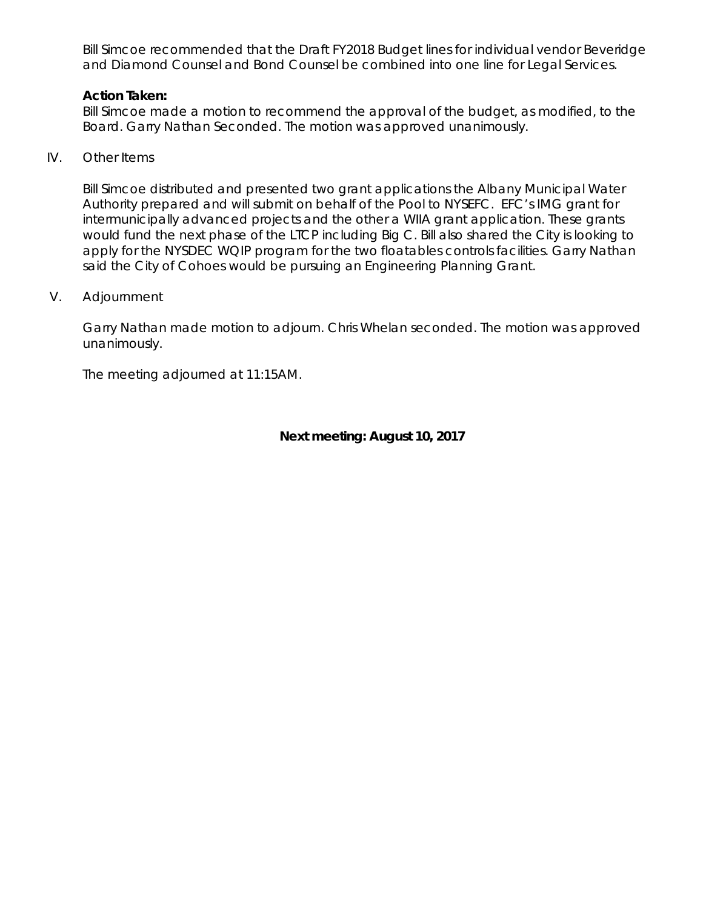Bill Simcoe recommended that the Draft FY2018 Budget lines for individual vendor Beveridge and Diamond Counsel and Bond Counsel be combined into one line for Legal Services.

**Action Taken:**
Bill Simcoe made a motion to recommend the approval of the budget, as modified, to the Board. Garry Nathan Seconded. The motion was approved unanimously.

IV. Other Items

Bill Simcoe distributed and presented two grant applications the Albany Municipal Water Authority prepared and will submit on behalf of the Pool to NYSEFC. EFC's IMG grant for intermunicipally advanced projects and the other a WIIA grant application. These grants would fund the next phase of the LTCP including Big C. Bill also shared the City is looking to apply for the NYSDEC WQIP program for the two floatables controls facilities. Garry Nathan said the City of Cohoes would be pursuing an Engineering Planning Grant.

V. Adjournment

Garry Nathan made motion to adjourn. Chris Whelan seconded. The motion was approved unanimously.

The meeting adjourned at 11:15AM.

**Next meeting: August 10, 2017**